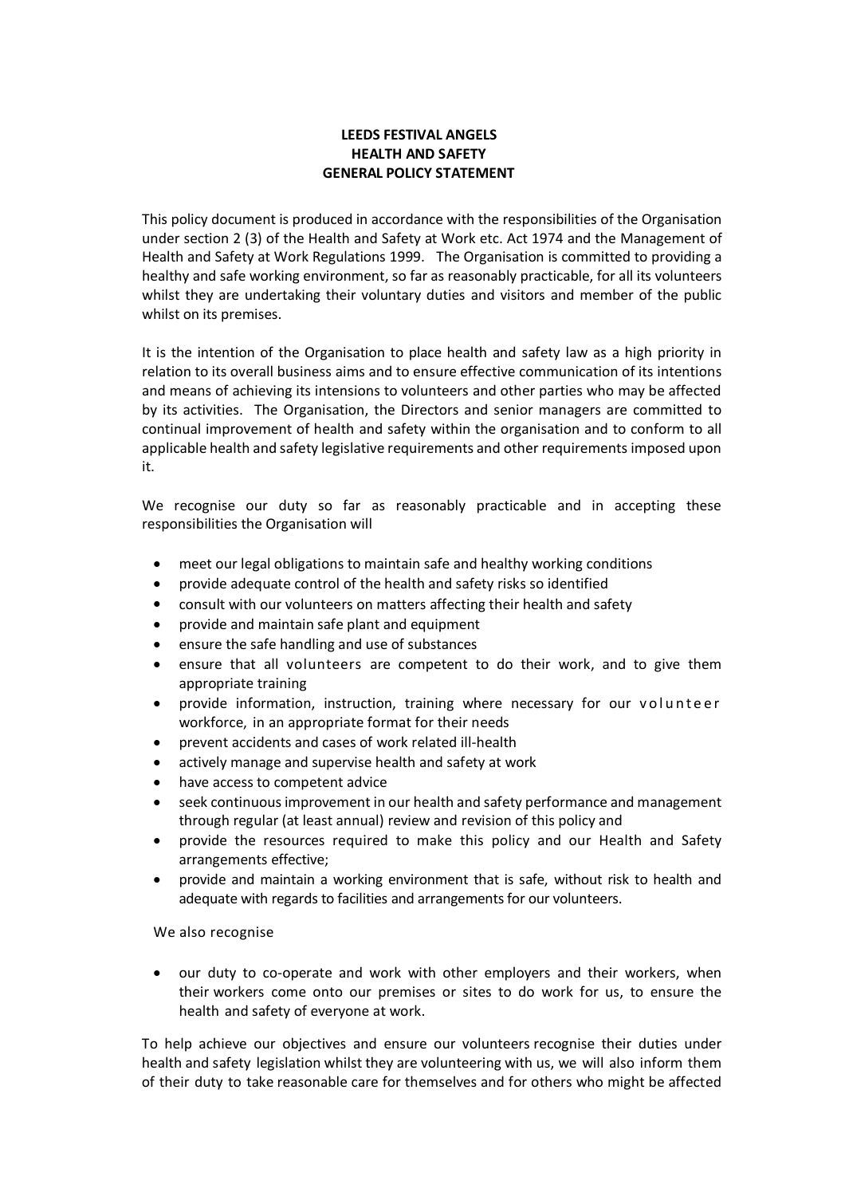# LEEDS FESTIVAL ANGELS
## HEALTH AND SAFETY
## GENERAL POLICY STATEMENT

This policy document is produced in accordance with the responsibilities of the Organisation under section 2 (3) of the Health and Safety at Work etc. Act 1974 and the Management of Health and Safety at Work Regulations 1999. The Organisation is committed to providing a healthy and safe working environment, so far as reasonably practicable, for all its volunteers whilst they are undertaking their voluntary duties and visitors and member of the public whilst on its premises.

It is the intention of the Organisation to place health and safety law as a high priority in relation to its overall business aims and to ensure effective communication of its intentions and means of achieving its intensions to volunteers and other parties who may be affected by its activities. The Organisation, the Directors and senior managers are committed to continual improvement of health and safety within the organisation and to conform to all applicable health and safety legislative requirements and other requirements imposed upon it.

We recognise our duty so far as reasonably practicable and in accepting these responsibilities the Organisation will

- meet our legal obligations to maintain safe and healthy working conditions
- provide adequate control of the health and safety risks so identified
- consult with our volunteers on matters affecting their health and safety
- provide and maintain safe plant and equipment
- ensure the safe handling and use of substances
- ensure that all volunteers are competent to do their work, and to give them appropriate training
- provide information, instruction, training where necessary for our volunteer workforce, in an appropriate format for their needs
- prevent accidents and cases of work related ill-health
- actively manage and supervise health and safety at work
- have access to competent advice
- seek continuous improvement in our health and safety performance and management through regular (at least annual) review and revision of this policy and
- provide the resources required to make this policy and our Health and Safety arrangements effective;
- provide and maintain a working environment that is safe, without risk to health and adequate with regards to facilities and arrangements for our volunteers.

We also recognise

- our duty to co-operate and work with other employers and their workers, when their workers come onto our premises or sites to do work for us, to ensure the health and safety of everyone at work.

To help achieve our objectives and ensure our volunteers recognise their duties under health and safety legislation whilst they are volunteering with us, we will also inform them of their duty to take reasonable care for themselves and for others who might be affected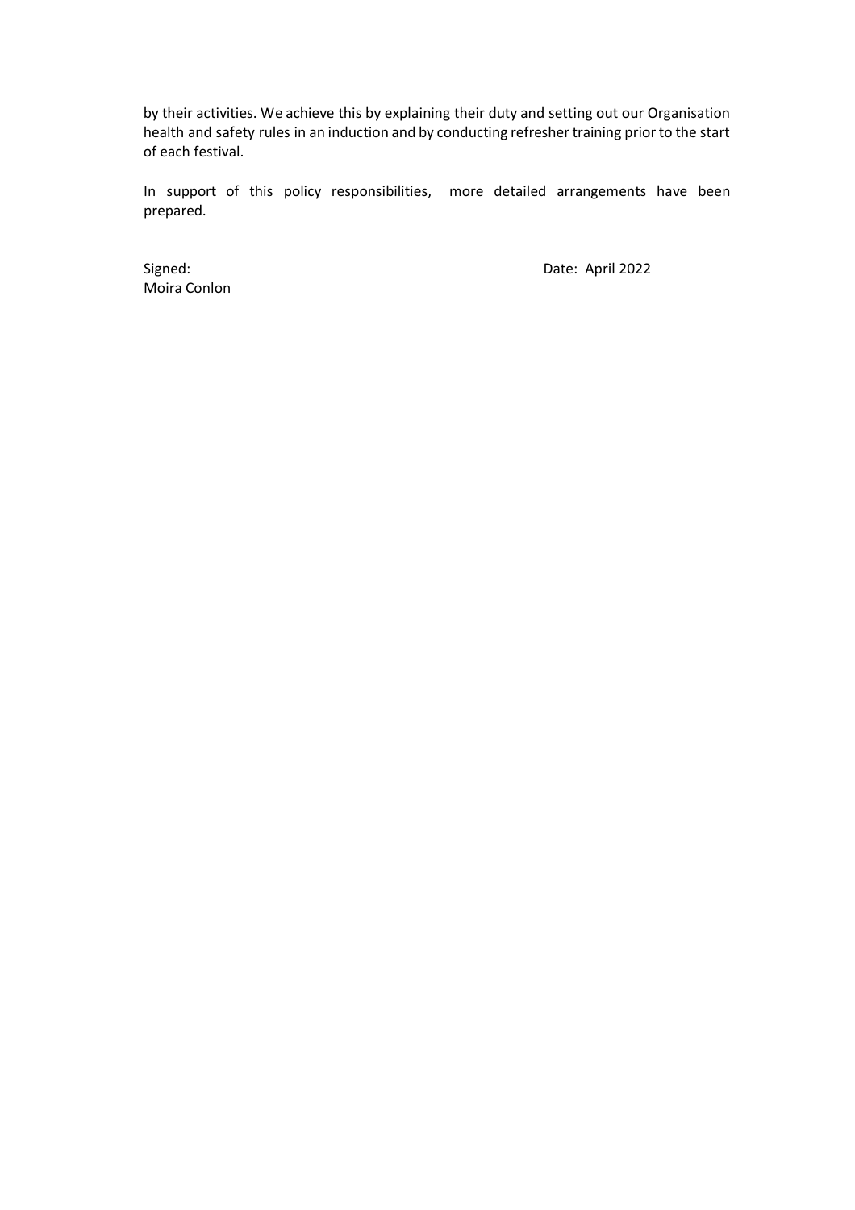by their activities. We achieve this by explaining their duty and setting out our Organisation health and safety rules in an induction and by conducting refresher training prior to the start of each festival.

In support of this policy responsibilities, more detailed arrangements have been prepared.

Signed: Date: April 2022
Moira Conlon